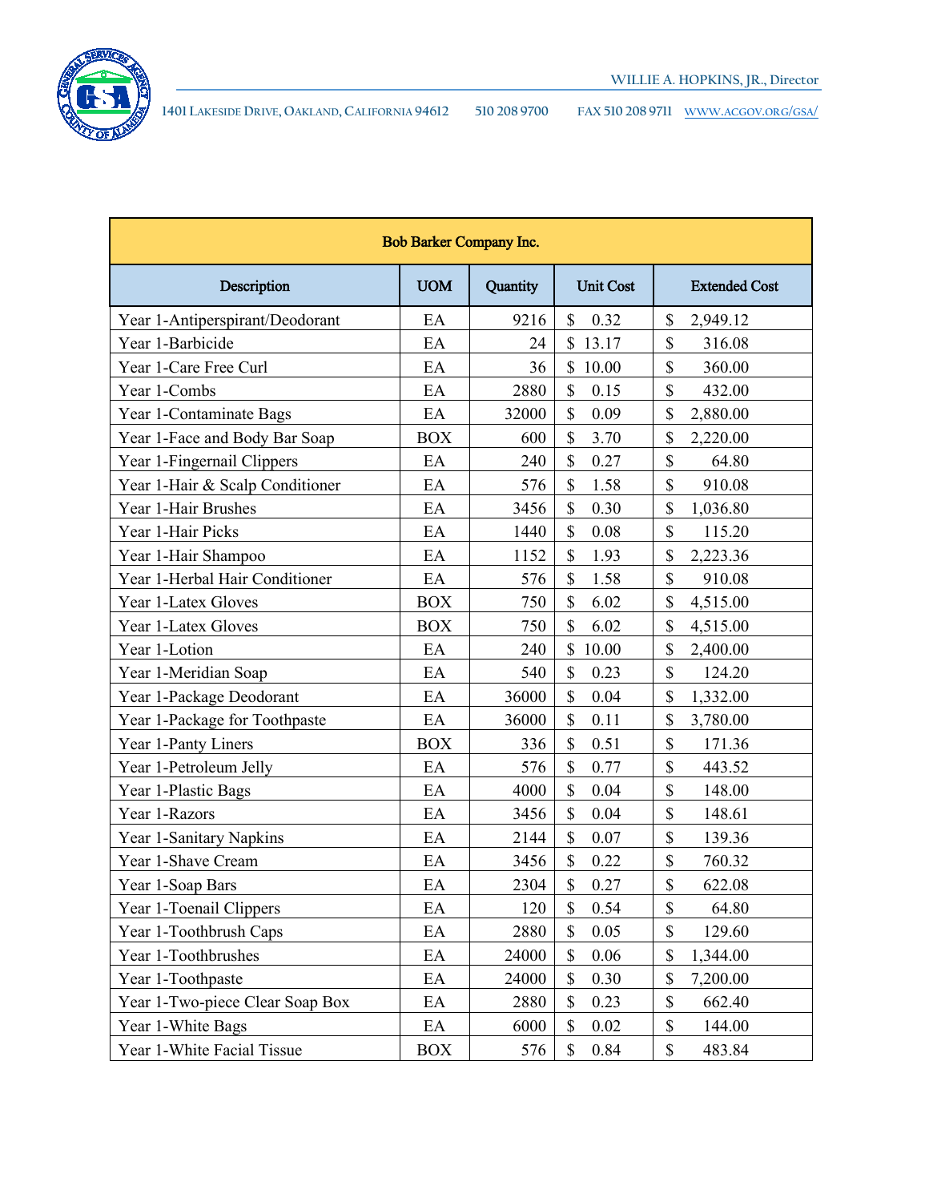WILLIE A. HOPKINS, JR., Director

1401 LAKESIDE DRIVE, OAKLAND, CALIFORNIA 94612 510 208 9700 FAX 510 208 9711 WWW.ACGOV.ORG/GSA/

| Bob Barker Company Inc. | | | | |
|---|---|---|---|---|
| **Description** | **UOM** | **Quantity** | **Unit Cost** | **Extended Cost** |
| Year 1-Antiperspirant/Deodorant | EA | 9216 | $ 0.32 | $ 2,949.12 |
| Year 1-Barbicide | EA | 24 | $ 13.17 | $ 316.08 |
| Year 1-Care Free Curl | EA | 36 | $ 10.00 | $ 360.00 |
| Year 1-Combs | EA | 2880 | $ 0.15 | $ 432.00 |
| Year 1-Contaminate Bags | EA | 32000 | $ 0.09 | $ 2,880.00 |
| Year 1-Face and Body Bar Soap | BOX | 600 | $ 3.70 | $ 2,220.00 |
| Year 1-Fingernail Clippers | EA | 240 | $ 0.27 | $ 64.80 |
| Year 1-Hair & Scalp Conditioner | EA | 576 | $ 1.58 | $ 910.08 |
| Year 1-Hair Brushes | EA | 3456 | $ 0.30 | $ 1,036.80 |
| Year 1-Hair Picks | EA | 1440 | $ 0.08 | $ 115.20 |
| Year 1-Hair Shampoo | EA | 1152 | $ 1.93 | $ 2,223.36 |
| Year 1-Herbal Hair Conditioner | EA | 576 | $ 1.58 | $ 910.08 |
| Year 1-Latex Gloves | BOX | 750 | $ 6.02 | $ 4,515.00 |
| Year 1-Latex Gloves | BOX | 750 | $ 6.02 | $ 4,515.00 |
| Year 1-Lotion | EA | 240 | $ 10.00 | $ 2,400.00 |
| Year 1-Meridian Soap | EA | 540 | $ 0.23 | $ 124.20 |
| Year 1-Package Deodorant | EA | 36000 | $ 0.04 | $ 1,332.00 |
| Year 1-Package for Toothpaste | EA | 36000 | $ 0.11 | $ 3,780.00 |
| Year 1-Panty Liners | BOX | 336 | $ 0.51 | $ 171.36 |
| Year 1-Petroleum Jelly | EA | 576 | $ 0.77 | $ 443.52 |
| Year 1-Plastic Bags | EA | 4000 | $ 0.04 | $ 148.00 |
| Year 1-Razors | EA | 3456 | $ 0.04 | $ 148.61 |
| Year 1-Sanitary Napkins | EA | 2144 | $ 0.07 | $ 139.36 |
| Year 1-Shave Cream | EA | 3456 | $ 0.22 | $ 760.32 |
| Year 1-Soap Bars | EA | 2304 | $ 0.27 | $ 622.08 |
| Year 1-Toenail Clippers | EA | 120 | $ 0.54 | $ 64.80 |
| Year 1-Toothbrush Caps | EA | 2880 | $ 0.05 | $ 129.60 |
| Year 1-Toothbrushes | EA | 24000 | $ 0.06 | $ 1,344.00 |
| Year 1-Toothpaste | EA | 24000 | $ 0.30 | $ 7,200.00 |
| Year 1-Two-piece Clear Soap Box | EA | 2880 | $ 0.23 | $ 662.40 |
| Year 1-White Bags | EA | 6000 | $ 0.02 | $ 144.00 |
| Year 1-White Facial Tissue | BOX | 576 | $ 0.84 | $ 483.84 |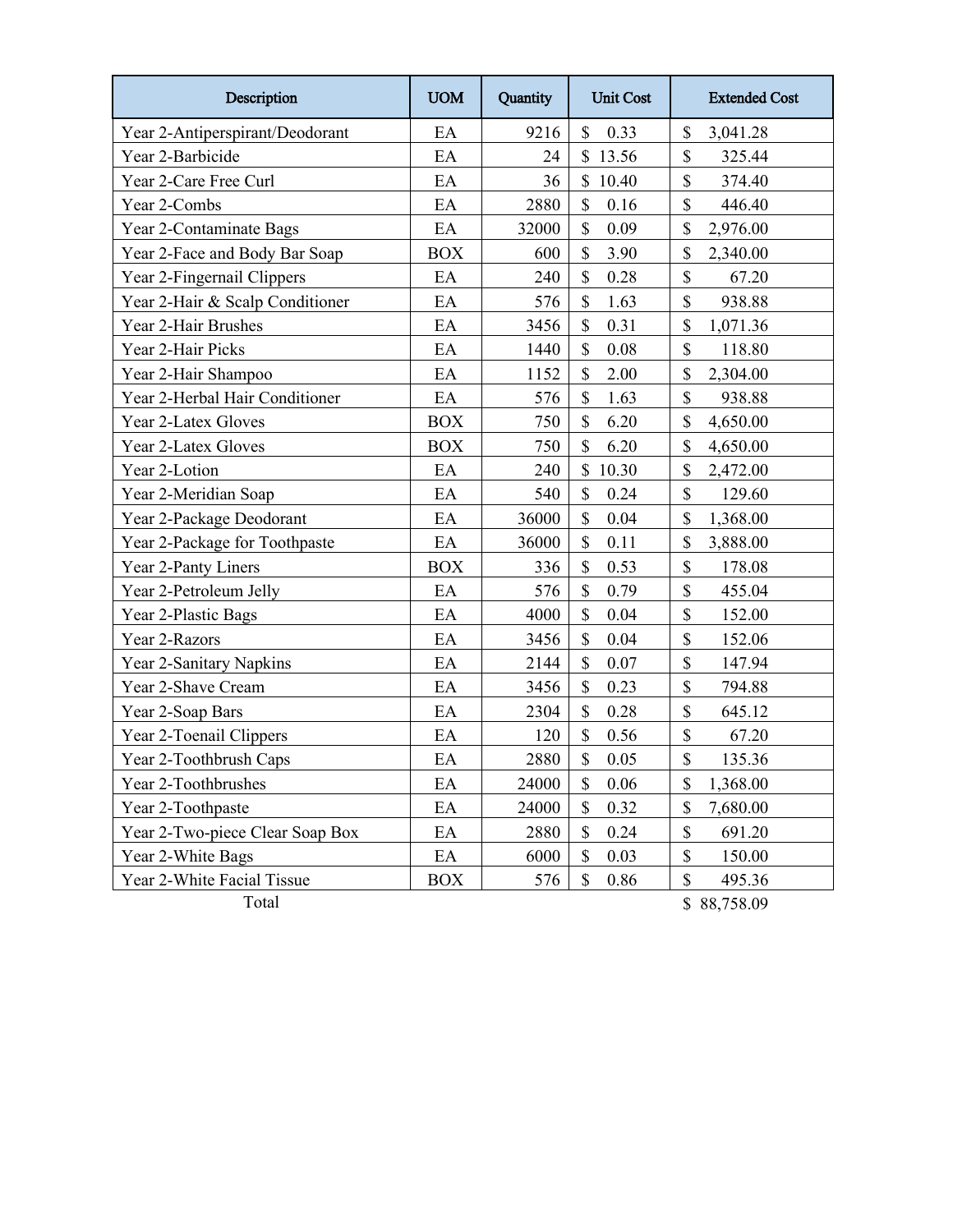| Description | UOM | Quantity | Unit Cost | Extended Cost |
|---|---|---|---|---|
| Year 2-Antiperspirant/Deodorant | EA | 9216 | $ 0.33 | $ 3,041.28 |
| Year 2-Barbicide | EA | 24 | $ 13.56 | $ 325.44 |
| Year 2-Care Free Curl | EA | 36 | $ 10.40 | $ 374.40 |
| Year 2-Combs | EA | 2880 | $ 0.16 | $ 446.40 |
| Year 2-Contaminate Bags | EA | 32000 | $ 0.09 | $ 2,976.00 |
| Year 2-Face and Body Bar Soap | BOX | 600 | $ 3.90 | $ 2,340.00 |
| Year 2-Fingernail Clippers | EA | 240 | $ 0.28 | $ 67.20 |
| Year 2-Hair & Scalp Conditioner | EA | 576 | $ 1.63 | $ 938.88 |
| Year 2-Hair Brushes | EA | 3456 | $ 0.31 | $ 1,071.36 |
| Year 2-Hair Picks | EA | 1440 | $ 0.08 | $ 118.80 |
| Year 2-Hair Shampoo | EA | 1152 | $ 2.00 | $ 2,304.00 |
| Year 2-Herbal Hair Conditioner | EA | 576 | $ 1.63 | $ 938.88 |
| Year 2-Latex Gloves | BOX | 750 | $ 6.20 | $ 4,650.00 |
| Year 2-Latex Gloves | BOX | 750 | $ 6.20 | $ 4,650.00 |
| Year 2-Lotion | EA | 240 | $ 10.30 | $ 2,472.00 |
| Year 2-Meridian Soap | EA | 540 | $ 0.24 | $ 129.60 |
| Year 2-Package Deodorant | EA | 36000 | $ 0.04 | $ 1,368.00 |
| Year 2-Package for Toothpaste | EA | 36000 | $ 0.11 | $ 3,888.00 |
| Year 2-Panty Liners | BOX | 336 | $ 0.53 | $ 178.08 |
| Year 2-Petroleum Jelly | EA | 576 | $ 0.79 | $ 455.04 |
| Year 2-Plastic Bags | EA | 4000 | $ 0.04 | $ 152.00 |
| Year 2-Razors | EA | 3456 | $ 0.04 | $ 152.06 |
| Year 2-Sanitary Napkins | EA | 2144 | $ 0.07 | $ 147.94 |
| Year 2-Shave Cream | EA | 3456 | $ 0.23 | $ 794.88 |
| Year 2-Soap Bars | EA | 2304 | $ 0.28 | $ 645.12 |
| Year 2-Toenail Clippers | EA | 120 | $ 0.56 | $ 67.20 |
| Year 2-Toothbrush Caps | EA | 2880 | $ 0.05 | $ 135.36 |
| Year 2-Toothbrushes | EA | 24000 | $ 0.06 | $ 1,368.00 |
| Year 2-Toothpaste | EA | 24000 | $ 0.32 | $ 7,680.00 |
| Year 2-Two-piece Clear Soap Box | EA | 2880 | $ 0.24 | $ 691.20 |
| Year 2-White Bags | EA | 6000 | $ 0.03 | $ 150.00 |
| Year 2-White Facial Tissue | BOX | 576 | $ 0.86 | $ 495.36 |
| Total | | | | $ 88,758.09 |